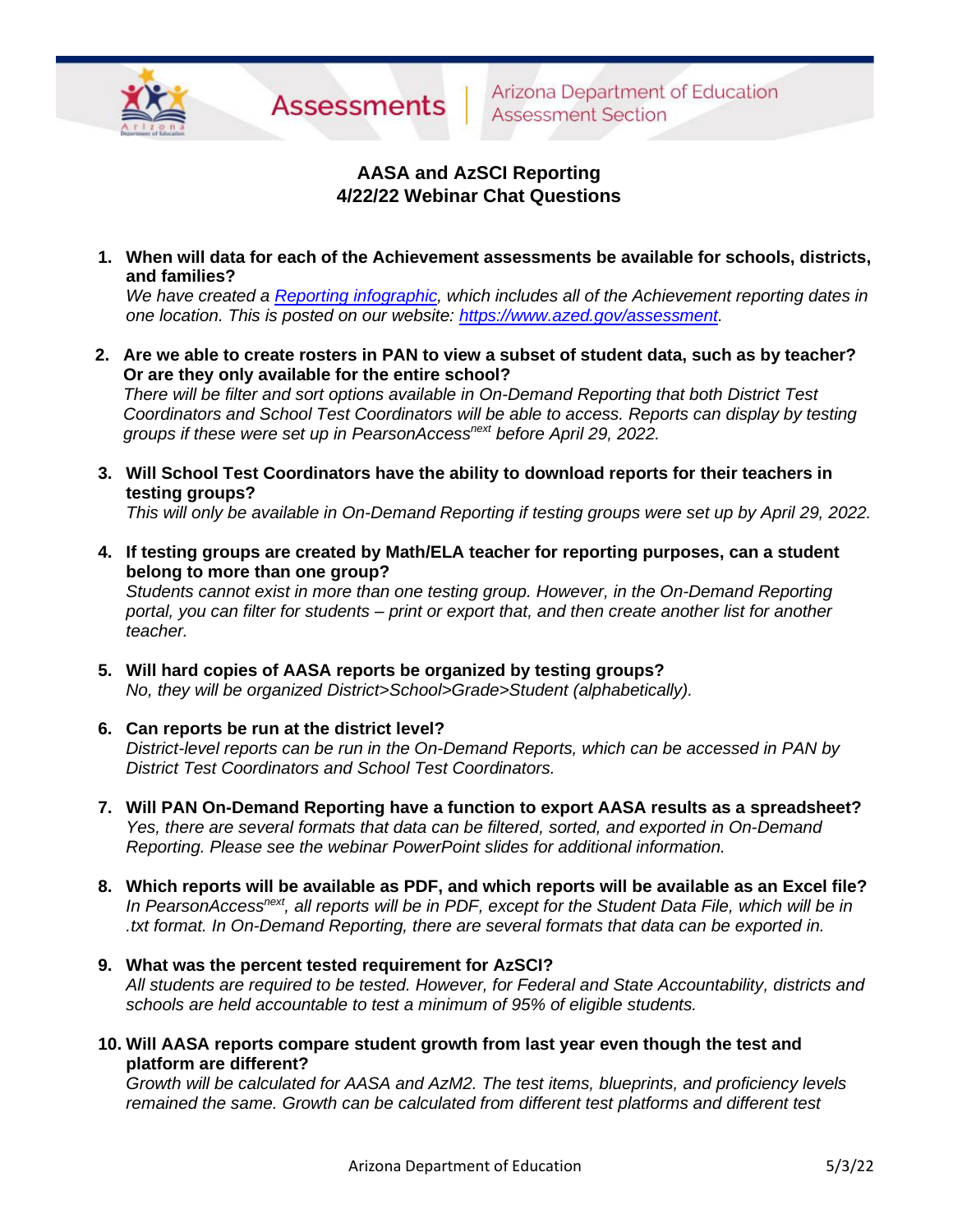# AASA and AzSCI Reporting
## 4/22/22 Webinar Chat Questions

1. **When will data for each of the Achievement assessments be available for schools, districts, and families?**
   *We have created a [Reporting infographic](), which includes all of the Achievement reporting dates in one location. This is posted on our website: [https://www.azed.gov/assessment](https://www.azed.gov/assessment).*

2. **Are we able to create rosters in PAN to view a subset of student data, such as by teacher? Or are they only available for the entire school?**
   *There will be filter and sort options available in On-Demand Reporting that both District Test Coordinators and School Test Coordinators will be able to access. Reports can display by testing groups if these were set up in PearsonAccess$^{next}$ before April 29, 2022.*

3. **Will School Test Coordinators have the ability to download reports for their teachers in testing groups?**
   *This will only be available in On-Demand Reporting if testing groups were set up by April 29, 2022.*

4. **If testing groups are created by Math/ELA teacher for reporting purposes, can a student belong to more than one group?**
   *Students cannot exist in more than one testing group. However, in the On-Demand Reporting portal, you can filter for students – print or export that, and then create another list for another teacher.*

5. **Will hard copies of AASA reports be organized by testing groups?**
   *No, they will be organized District>School>Grade>Student (alphabetically).*

6. **Can reports be run at the district level?**
   *District-level reports can be run in the On-Demand Reports, which can be accessed in PAN by District Test Coordinators and School Test Coordinators.*

7. **Will PAN On-Demand Reporting have a function to export AASA results as a spreadsheet?**
   *Yes, there are several formats that data can be filtered, sorted, and exported in On-Demand Reporting. Please see the webinar PowerPoint slides for additional information.*

8. **Which reports will be available as PDF, and which reports will be available as an Excel file?**
   *In PearsonAccess$^{next}$, all reports will be in PDF, except for the Student Data File, which will be in .txt format. In On-Demand Reporting, there are several formats that data can be exported in.*

9. **What was the percent tested requirement for AzSCI?**
   *All students are required to be tested. However, for Federal and State Accountability, districts and schools are held accountable to test a minimum of 95% of eligible students.*

10. **Will AASA reports compare student growth from last year even though the test and platform are different?**
    *Growth will be calculated for AASA and AzM2. The test items, blueprints, and proficiency levels remained the same. Growth can be calculated from different test platforms and different test*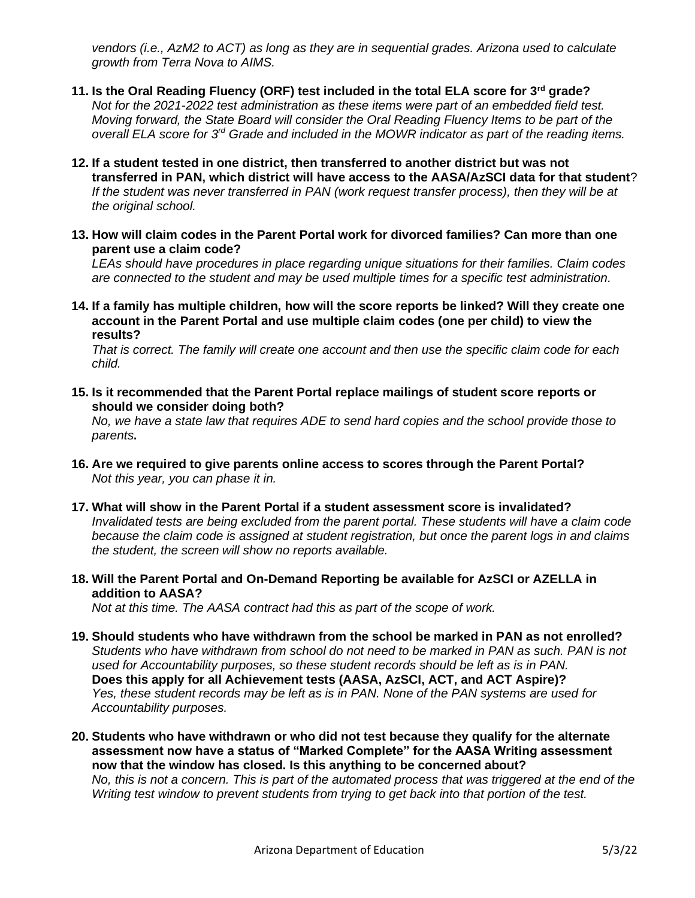*vendors (i.e., AzM2 to ACT) as long as they are in sequential grades. Arizona used to calculate growth from Terra Nova to AIMS.*

11. **Is the Oral Reading Fluency (ORF) test included in the total ELA score for 3rd grade?**
    *Not for the 2021-2022 test administration as these items were part of an embedded field test. Moving forward, the State Board will consider the Oral Reading Fluency Items to be part of the overall ELA score for 3rd Grade and included in the MOWR indicator as part of the reading items.*

12. **If a student tested in one district, then transferred to another district but was not transferred in PAN, which district will have access to the AASA/AzSCI data for that student?**
    *If the student was never transferred in PAN (work request transfer process), then they will be at the original school.*

13. **How will claim codes in the Parent Portal work for divorced families? Can more than one parent use a claim code?**
    *LEAs should have procedures in place regarding unique situations for their families. Claim codes are connected to the student and may be used multiple times for a specific test administration.*

14. **If a family has multiple children, how will the score reports be linked? Will they create one account in the Parent Portal and use multiple claim codes (one per child) to view the results?**
    *That is correct. The family will create one account and then use the specific claim code for each child.*

15. **Is it recommended that the Parent Portal replace mailings of student score reports or should we consider doing both?**
    *No, we have a state law that requires ADE to send hard copies and the school provide those to parents***.**

16. **Are we required to give parents online access to scores through the Parent Portal?**
    *Not this year, you can phase it in.*

17. **What will show in the Parent Portal if a student assessment score is invalidated?**
    *Invalidated tests are being excluded from the parent portal. These students will have a claim code because the claim code is assigned at student registration, but once the parent logs in and claims the student, the screen will show no reports available.*

18. **Will the Parent Portal and On-Demand Reporting be available for AzSCI or AZELLA in addition to AASA?**
    *Not at this time. The AASA contract had this as part of the scope of work.*

19. **Should students who have withdrawn from the school be marked in PAN as not enrolled?**
    *Students who have withdrawn from school do not need to be marked in PAN as such. PAN is not used for Accountability purposes, so these student records should be left as is in PAN.*
    **Does this apply for all Achievement tests (AASA, AzSCI, ACT, and ACT Aspire)?**
    *Yes, these student records may be left as is in PAN. None of the PAN systems are used for Accountability purposes.*

20. **Students who have withdrawn or who did not test because they qualify for the alternate assessment now have a status of "Marked Complete" for the AASA Writing assessment now that the window has closed. Is this anything to be concerned about?**
    *No, this is not a concern. This is part of the automated process that was triggered at the end of the Writing test window to prevent students from trying to get back into that portion of the test.*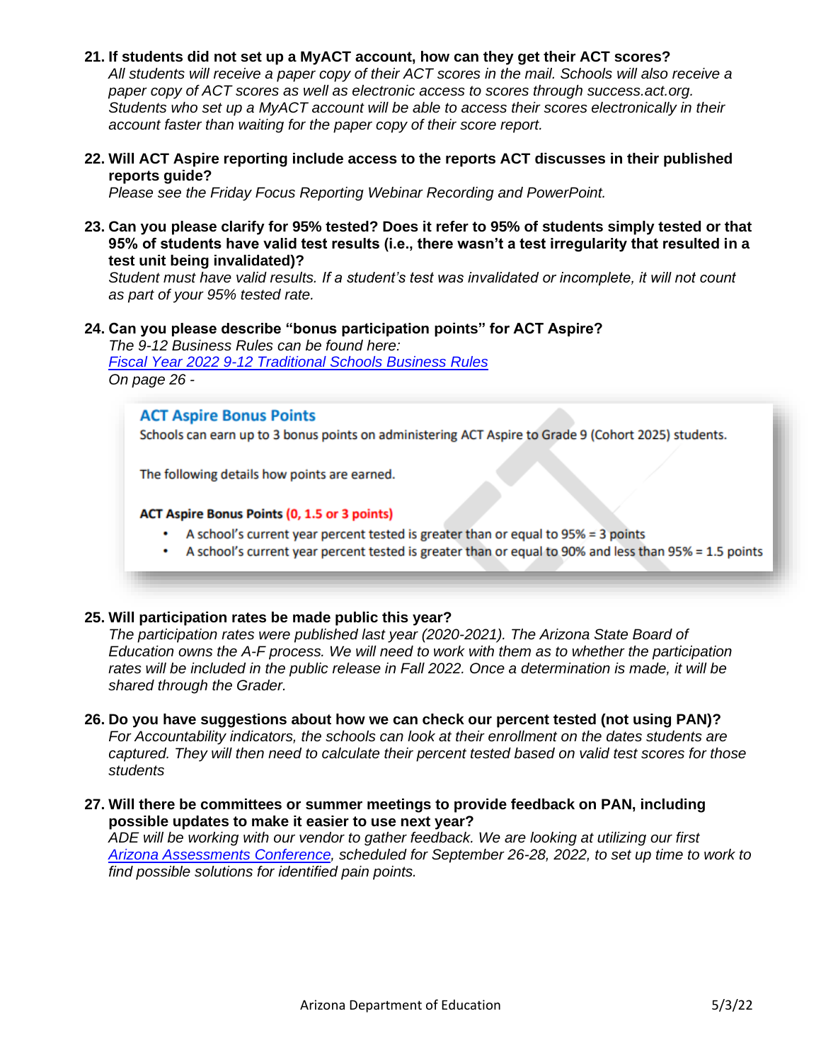**21. If students did not set up a MyACT account, how can they get their ACT scores?**

*All students will receive a paper copy of their ACT scores in the mail. Schools will also receive a paper copy of ACT scores as well as electronic access to scores through success.act.org. Students who set up a MyACT account will be able to access their scores electronically in their account faster than waiting for the paper copy of their score report.*

**22. Will ACT Aspire reporting include access to the reports ACT discusses in their published reports guide?**

*Please see the Friday Focus Reporting Webinar Recording and PowerPoint.*

**23. Can you please clarify for 95% tested? Does it refer to 95% of students simply tested or that 95% of students have valid test results (i.e., there wasn't a test irregularity that resulted in a test unit being invalidated)?**

*Student must have valid results. If a student's test was invalidated or incomplete, it will not count as part of your 95% tested rate.*

**24. Can you please describe "bonus participation points" for ACT Aspire?**

*The 9-12 Business Rules can be found here:*
*[Fiscal Year 2022 9-12 Traditional Schools Business Rules]*
*On page 26 -*

> **ACT Aspire Bonus Points**
>
> Schools can earn up to 3 bonus points on administering ACT Aspire to Grade 9 (Cohort 2025) students.
>
> The following details how points are earned.
>
> **ACT Aspire Bonus Points (0, 1.5 or 3 points)**
>
> - A school's current year percent tested is greater than or equal to 95% = 3 points
> - A school's current year percent tested is greater than or equal to 90% and less than 95% = 1.5 points

**25. Will participation rates be made public this year?**

*The participation rates were published last year (2020-2021). The Arizona State Board of Education owns the A-F process. We will need to work with them as to whether the participation rates will be included in the public release in Fall 2022. Once a determination is made, it will be shared through the Grader.*

**26. Do you have suggestions about how we can check our percent tested (not using PAN)?**

*For Accountability indicators, the schools can look at their enrollment on the dates students are captured. They will then need to calculate their percent tested based on valid test scores for those students*

**27. Will there be committees or summer meetings to provide feedback on PAN, including possible updates to make it easier to use next year?**

*ADE will be working with our vendor to gather feedback. We are looking at utilizing our first [Arizona Assessments Conference], scheduled for September 26-28, 2022, to set up time to work to find possible solutions for identified pain points.*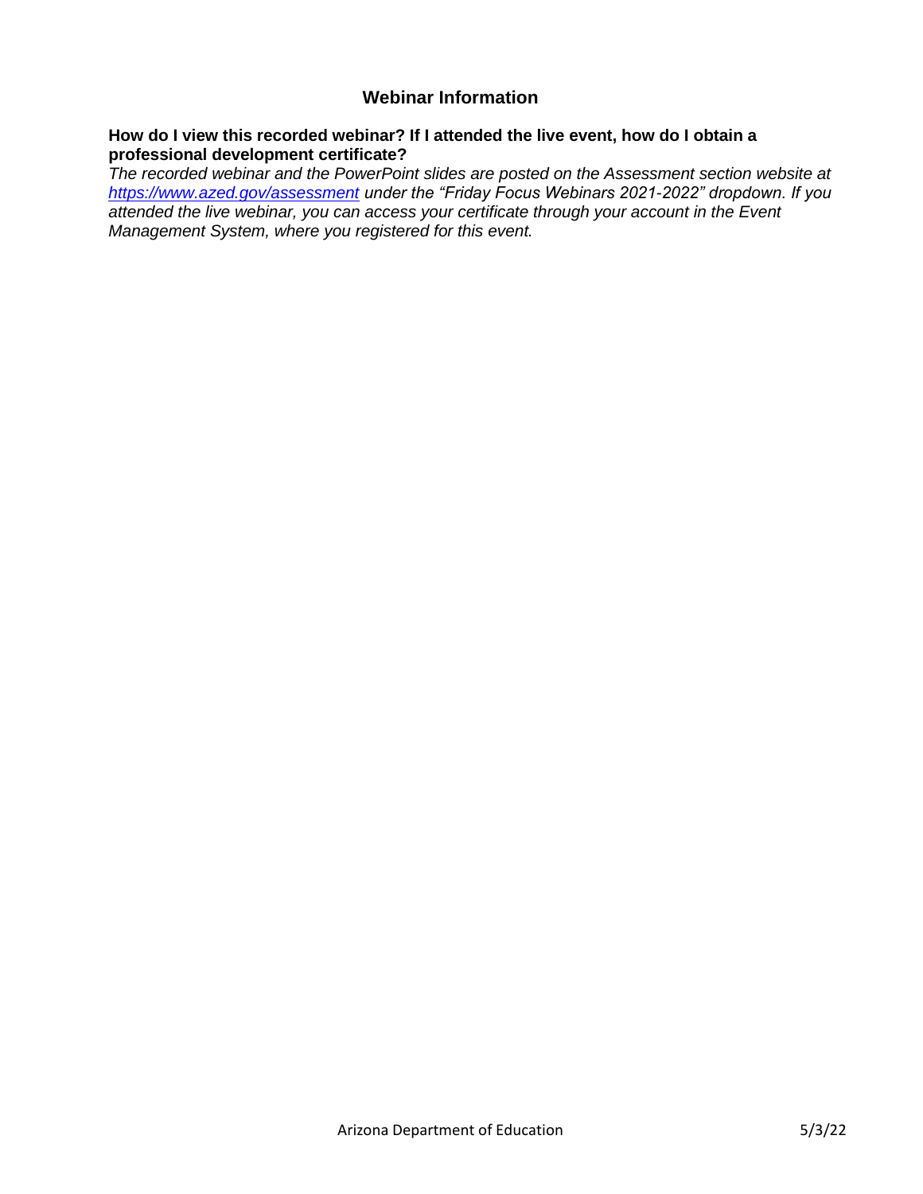## Webinar Information

**How do I view this recorded webinar? If I attended the live event, how do I obtain a professional development certificate?**

*The recorded webinar and the PowerPoint slides are posted on the Assessment section website at [https://www.azed.gov/assessment](https://www.azed.gov/assessment) under the "Friday Focus Webinars 2021-2022" dropdown. If you attended the live webinar, you can access your certificate through your account in the Event Management System, where you registered for this event.*